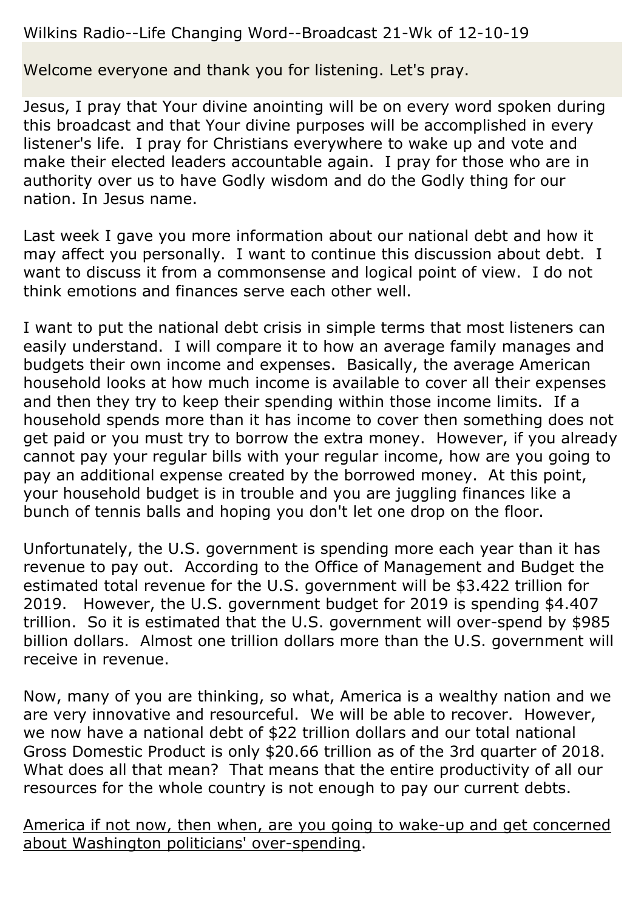Wilkins Radio--Life Changing Word--Broadcast 21-Wk of 12-10-19

Welcome everyone and thank you for listening. Let's pray.

Jesus, I pray that Your divine anointing will be on every word spoken during this broadcast and that Your divine purposes will be accomplished in every listener's life. I pray for Christians everywhere to wake up and vote and make their elected leaders accountable again. I pray for those who are in authority over us to have Godly wisdom and do the Godly thing for our nation. In Jesus name.

Last week I gave you more information about our national debt and how it may affect you personally. I want to continue this discussion about debt. I want to discuss it from a commonsense and logical point of view. I do not think emotions and finances serve each other well.

I want to put the national debt crisis in simple terms that most listeners can easily understand. I will compare it to how an average family manages and budgets their own income and expenses. Basically, the average American household looks at how much income is available to cover all their expenses and then they try to keep their spending within those income limits. If a household spends more than it has income to cover then something does not get paid or you must try to borrow the extra money. However, if you already cannot pay your regular bills with your regular income, how are you going to pay an additional expense created by the borrowed money. At this point, your household budget is in trouble and you are juggling finances like a bunch of tennis balls and hoping you don't let one drop on the floor.

Unfortunately, the U.S. government is spending more each year than it has revenue to pay out. According to the Office of Management and Budget the estimated total revenue for the U.S. government will be $3.422 trillion for 2019. However, the U.S. government budget for 2019 is spending $4.407 trillion. So it is estimated that the U.S. government will over-spend by $985 billion dollars. Almost one trillion dollars more than the U.S. government will receive in revenue.

Now, many of you are thinking, so what, America is a wealthy nation and we are very innovative and resourceful. We will be able to recover. However, we now have a national debt of $22 trillion dollars and our total national Gross Domestic Product is only $20.66 trillion as of the 3rd quarter of 2018. What does all that mean? That means that the entire productivity of all our resources for the whole country is not enough to pay our current debts.

<u>America if not now, then when, are you going to wake-up and get concerned about Washington politicians' over-spending</u>.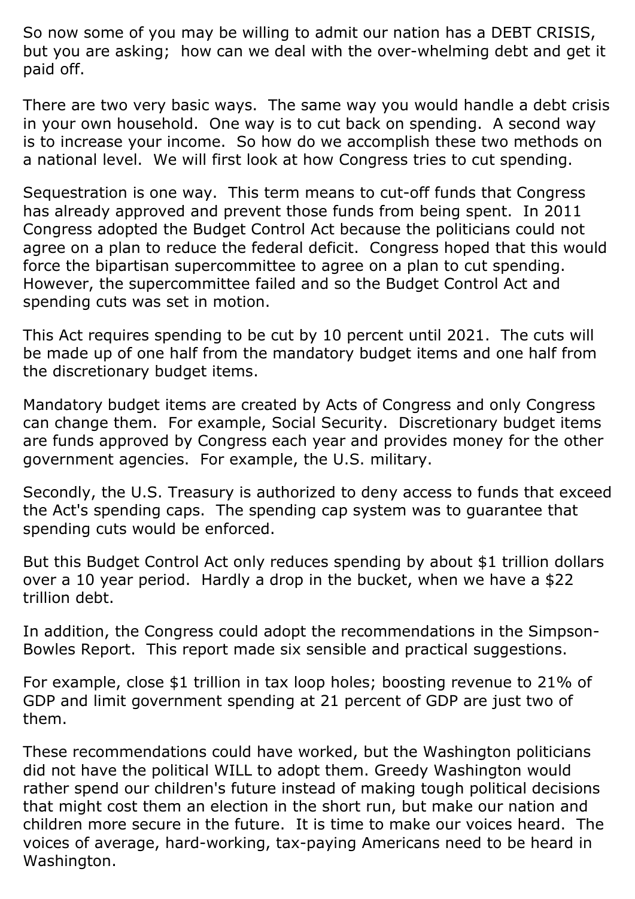So now some of you may be willing to admit our nation has a DEBT CRISIS, but you are asking;  how can we deal with the over-whelming debt and get it paid off.

There are two very basic ways.  The same way you would handle a debt crisis in your own household.  One way is to cut back on spending.  A second way is to increase your income.  So how do we accomplish these two methods on a national level.  We will first look at how Congress tries to cut spending.

Sequestration is one way.  This term means to cut-off funds that Congress has already approved and prevent those funds from being spent.  In 2011 Congress adopted the Budget Control Act because the politicians could not agree on a plan to reduce the federal deficit.  Congress hoped that this would force the bipartisan supercommittee to agree on a plan to cut spending.  However, the supercommittee failed and so the Budget Control Act and spending cuts was set in motion.

This Act requires spending to be cut by 10 percent until 2021.  The cuts will be made up of one half from the mandatory budget items and one half from the discretionary budget items.

Mandatory budget items are created by Acts of Congress and only Congress can change them.  For example, Social Security.  Discretionary budget items are funds approved by Congress each year and provides money for the other government agencies.  For example, the U.S. military.

Secondly, the U.S. Treasury is authorized to deny access to funds that exceed the Act's spending caps.  The spending cap system was to guarantee that spending cuts would be enforced.

But this Budget Control Act only reduces spending by about $1 trillion dollars over a 10 year period.  Hardly a drop in the bucket, when we have a $22 trillion debt.

In addition, the Congress could adopt the recommendations in the Simpson-Bowles Report.  This report made six sensible and practical suggestions.

For example, close $1 trillion in tax loop holes; boosting revenue to 21% of GDP and limit government spending at 21 percent of GDP are just two of them.

These recommendations could have worked, but the Washington politicians did not have the political WILL to adopt them. Greedy Washington would rather spend our children's future instead of making tough political decisions that might cost them an election in the short run, but make our nation and children more secure in the future.  It is time to make our voices heard.  The voices of average, hard-working, tax-paying Americans need to be heard in Washington.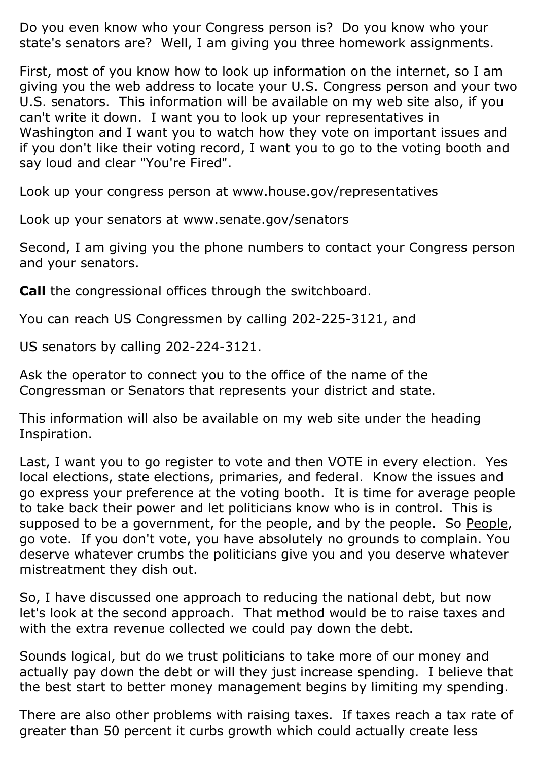Do you even know who your Congress person is? Do you know who your state's senators are? Well, I am giving you three homework assignments.

First, most of you know how to look up information on the internet, so I am giving you the web address to locate your U.S. Congress person and your two U.S. senators. This information will be available on my web site also, if you can't write it down. I want you to look up your representatives in Washington and I want you to watch how they vote on important issues and if you don't like their voting record, I want you to go to the voting booth and say loud and clear "You're Fired".

Look up your congress person at www.house.gov/representatives

Look up your senators at www.senate.gov/senators

Second, I am giving you the phone numbers to contact your Congress person and your senators.

**Call** the congressional offices through the switchboard.

You can reach US Congressmen by calling 202-225-3121, and

US senators by calling 202-224-3121.

Ask the operator to connect you to the office of the name of the Congressman or Senators that represents your district and state.

This information will also be available on my web site under the heading Inspiration.

Last, I want you to go register to vote and then VOTE in <u>every</u> election. Yes local elections, state elections, primaries, and federal. Know the issues and go express your preference at the voting booth. It is time for average people to take back their power and let politicians know who is in control. This is supposed to be a government, for the people, and by the people. So <u>People</u>, go vote. If you don't vote, you have absolutely no grounds to complain. You deserve whatever crumbs the politicians give you and you deserve whatever mistreatment they dish out.

So, I have discussed one approach to reducing the national debt, but now let's look at the second approach. That method would be to raise taxes and with the extra revenue collected we could pay down the debt.

Sounds logical, but do we trust politicians to take more of our money and actually pay down the debt or will they just increase spending. I believe that the best start to better money management begins by limiting my spending.

There are also other problems with raising taxes. If taxes reach a tax rate of greater than 50 percent it curbs growth which could actually create less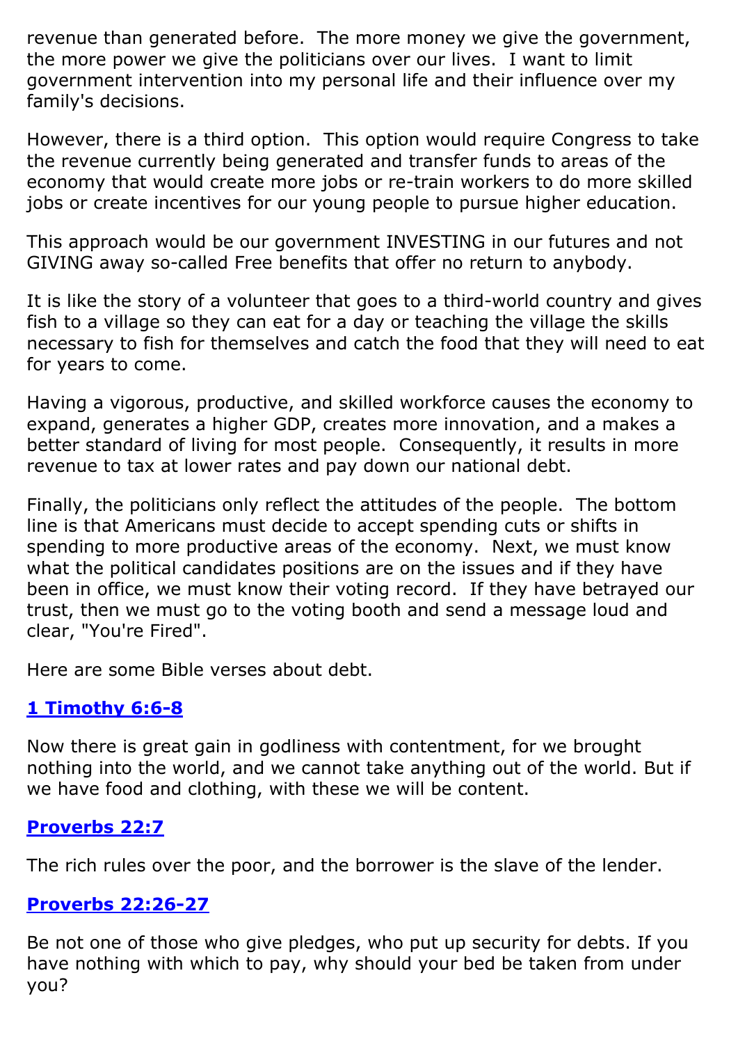revenue than generated before. The more money we give the government, the more power we give the politicians over our lives. I want to limit government intervention into my personal life and their influence over my family's decisions.

However, there is a third option. This option would require Congress to take the revenue currently being generated and transfer funds to areas of the economy that would create more jobs or re-train workers to do more skilled jobs or create incentives for our young people to pursue higher education.

This approach would be our government INVESTING in our futures and not GIVING away so-called Free benefits that offer no return to anybody.

It is like the story of a volunteer that goes to a third-world country and gives fish to a village so they can eat for a day or teaching the village the skills necessary to fish for themselves and catch the food that they will need to eat for years to come.

Having a vigorous, productive, and skilled workforce causes the economy to expand, generates a higher GDP, creates more innovation, and a makes a better standard of living for most people. Consequently, it results in more revenue to tax at lower rates and pay down our national debt.

Finally, the politicians only reflect the attitudes of the people. The bottom line is that Americans must decide to accept spending cuts or shifts in spending to more productive areas of the economy. Next, we must know what the political candidates positions are on the issues and if they have been in office, we must know their voting record. If they have betrayed our trust, then we must go to the voting booth and send a message loud and clear, "You're Fired".

Here are some Bible verses about debt.

**1 Timothy 6:6-8**

Now there is great gain in godliness with contentment, for we brought nothing into the world, and we cannot take anything out of the world. But if we have food and clothing, with these we will be content.

**Proverbs 22:7**

The rich rules over the poor, and the borrower is the slave of the lender.

**Proverbs 22:26-27**

Be not one of those who give pledges, who put up security for debts. If you have nothing with which to pay, why should your bed be taken from under you?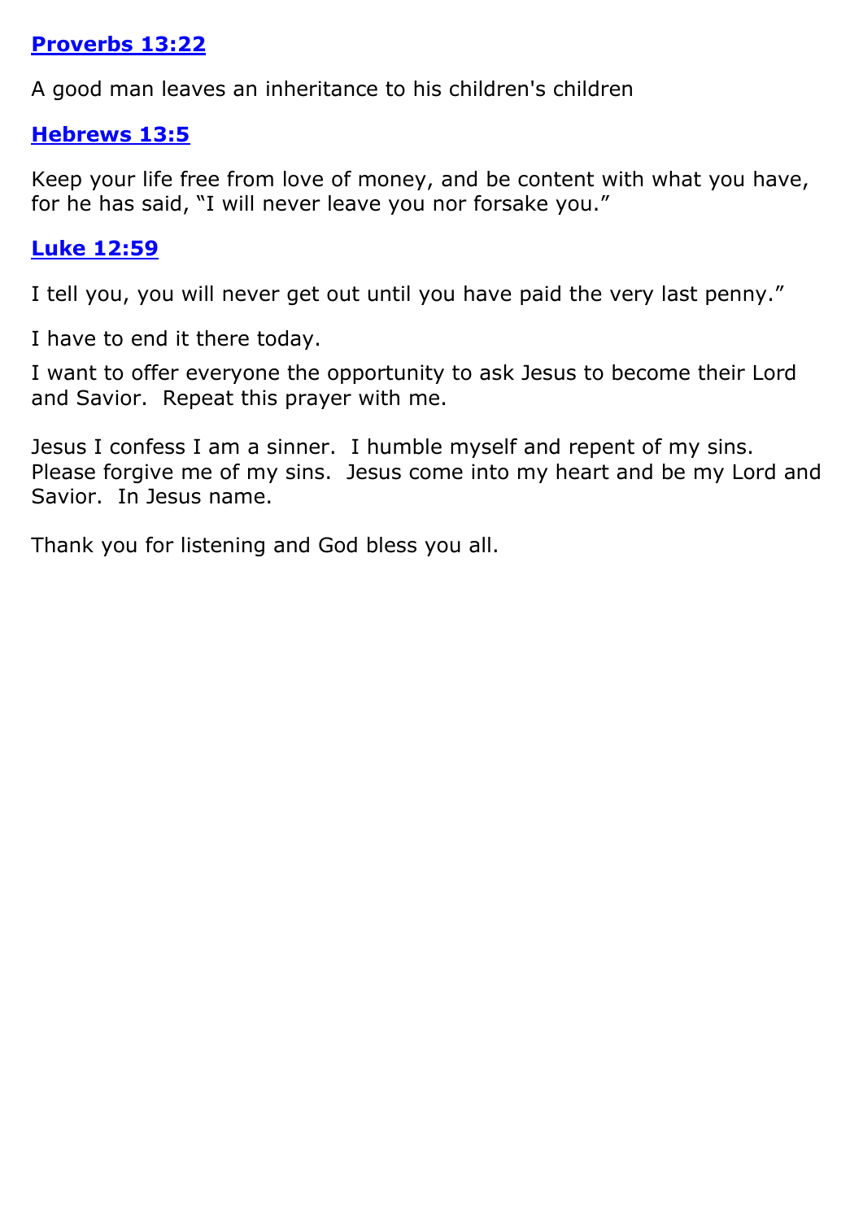### [Proverbs 13:22]

A good man leaves an inheritance to his children's children

### [Hebrews 13:5]

Keep your life free from love of money, and be content with what you have, for he has said, “I will never leave you nor forsake you.”

### [Luke 12:59]

I tell you, you will never get out until you have paid the very last penny.”

I have to end it there today.

I want to offer everyone the opportunity to ask Jesus to become their Lord and Savior. Repeat this prayer with me.

Jesus I confess I am a sinner. I humble myself and repent of my sins. Please forgive me of my sins. Jesus come into my heart and be my Lord and Savior. In Jesus name.

Thank you for listening and God bless you all.